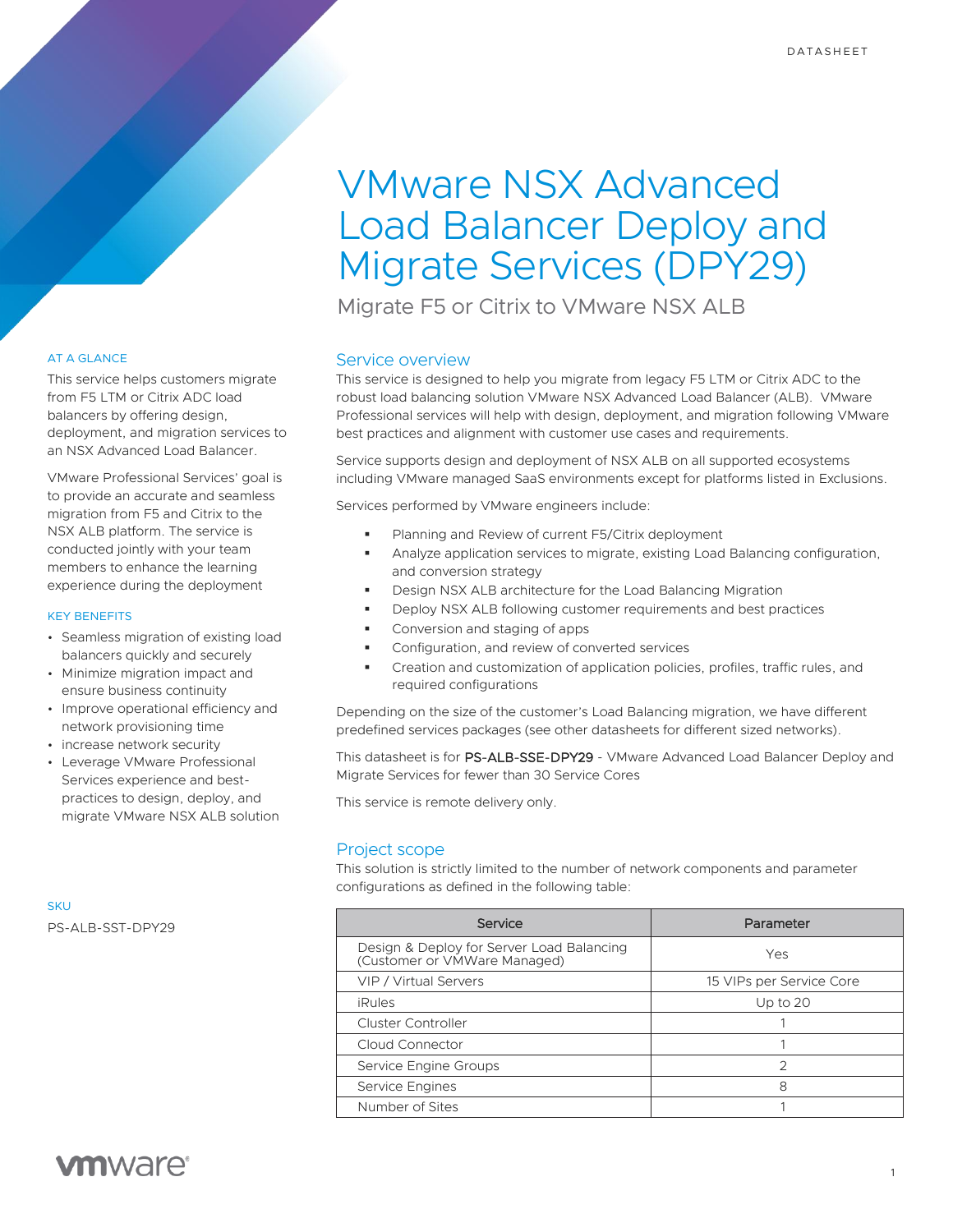DATASHEET

# VMware NSX Advanced Load Balancer Deploy and Migrate Services (DPY29)

Migrate F5 or Citrix to VMware NSX ALB

AT A GLANCE

This service helps customers migrate from F5 LTM or Citrix ADC load balancers by offering design, deployment, and migration services to an NSX Advanced Load Balancer.

VMware Professional Services' goal is to provide an accurate and seamless migration from F5 and Citrix to the NSX ALB platform. The service is conducted jointly with your team members to enhance the learning experience during the deployment

KEY BENEFITS

- Seamless migration of existing load balancers quickly and securely
- Minimize migration impact and ensure business continuity
- Improve operational efficiency and network provisioning time
- increase network security
- Leverage VMware Professional Services experience and best-practices to design, deploy, and migrate VMware NSX ALB solution

SKU

PS-ALB-SST-DPY29

## Service overview

This service is designed to help you migrate from legacy F5 LTM or Citrix ADC to the robust load balancing solution VMware NSX Advanced Load Balancer (ALB). VMware Professional services will help with design, deployment, and migration following VMware best practices and alignment with customer use cases and requirements.

Service supports design and deployment of NSX ALB on all supported ecosystems including VMware managed SaaS environments except for platforms listed in Exclusions.

Services performed by VMware engineers include:

- Planning and Review of current F5/Citrix deployment
- Analyze application services to migrate, existing Load Balancing configuration, and conversion strategy
- Design NSX ALB architecture for the Load Balancing Migration
- Deploy NSX ALB following customer requirements and best practices
- Conversion and staging of apps
- Configuration, and review of converted services
- Creation and customization of application policies, profiles, traffic rules, and required configurations

Depending on the size of the customer's Load Balancing migration, we have different predefined services packages (see other datasheets for different sized networks).

This datasheet is for PS-ALB-SSE-DPY29 - VMware Advanced Load Balancer Deploy and Migrate Services for fewer than 30 Service Cores

This service is remote delivery only.

## Project scope

This solution is strictly limited to the number of network components and parameter configurations as defined in the following table:

| Service | Parameter |
|---|---|
| Design & Deploy for Server Load Balancing (Customer or VMWare Managed) | Yes |
| VIP / Virtual Servers | 15 VIPs per Service Core |
| iRules | Up to 20 |
| Cluster Controller | 1 |
| Cloud Connector | 1 |
| Service Engine Groups | 2 |
| Service Engines | 8 |
| Number of Sites | 1 |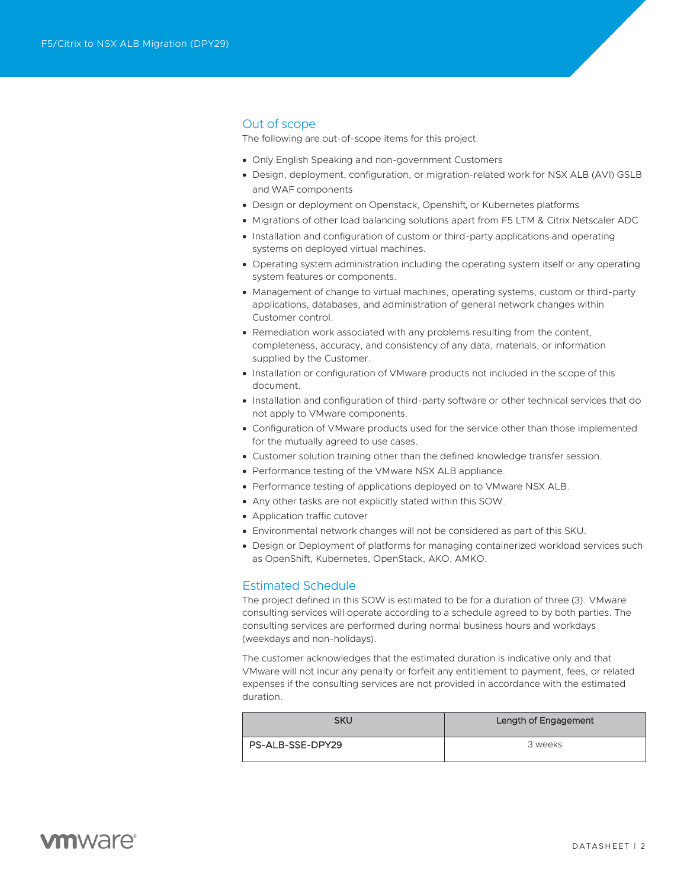## Out of scope

The following are out-of-scope items for this project.

- Only English Speaking and non-government Customers
- Design, deployment, configuration, or migration-related work for NSX ALB (AVI) GSLB and WAF components
- Design or deployment on Openstack, Openshift, or Kubernetes platforms
- Migrations of other load balancing solutions apart from F5 LTM & Citrix Netscaler ADC
- Installation and configuration of custom or third-party applications and operating systems on deployed virtual machines.
- Operating system administration including the operating system itself or any operating system features or components.
- Management of change to virtual machines, operating systems, custom or third-party applications, databases, and administration of general network changes within Customer control.
- Remediation work associated with any problems resulting from the content, completeness, accuracy, and consistency of any data, materials, or information supplied by the Customer.
- Installation or configuration of VMware products not included in the scope of this document.
- Installation and configuration of third-party software or other technical services that do not apply to VMware components.
- Configuration of VMware products used for the service other than those implemented for the mutually agreed to use cases.
- Customer solution training other than the defined knowledge transfer session.
- Performance testing of the VMware NSX ALB appliance.
- Performance testing of applications deployed on to VMware NSX ALB.
- Any other tasks are not explicitly stated within this SOW.
- Application traffic cutover
- Environmental network changes will not be considered as part of this SKU.
- Design or Deployment of platforms for managing containerized workload services such as OpenShift, Kubernetes, OpenStack, AKO, AMKO.

## Estimated Schedule

The project defined in this SOW is estimated to be for a duration of three (3). VMware consulting services will operate according to a schedule agreed to by both parties. The consulting services are performed during normal business hours and workdays (weekdays and non-holidays).

The customer acknowledges that the estimated duration is indicative only and that VMware will not incur any penalty or forfeit any entitlement to payment, fees, or related expenses if the consulting services are not provided in accordance with the estimated duration.

| SKU | Length of Engagement |
| --- | --- |
| PS-ALB-SSE-DPY29 | 3 weeks |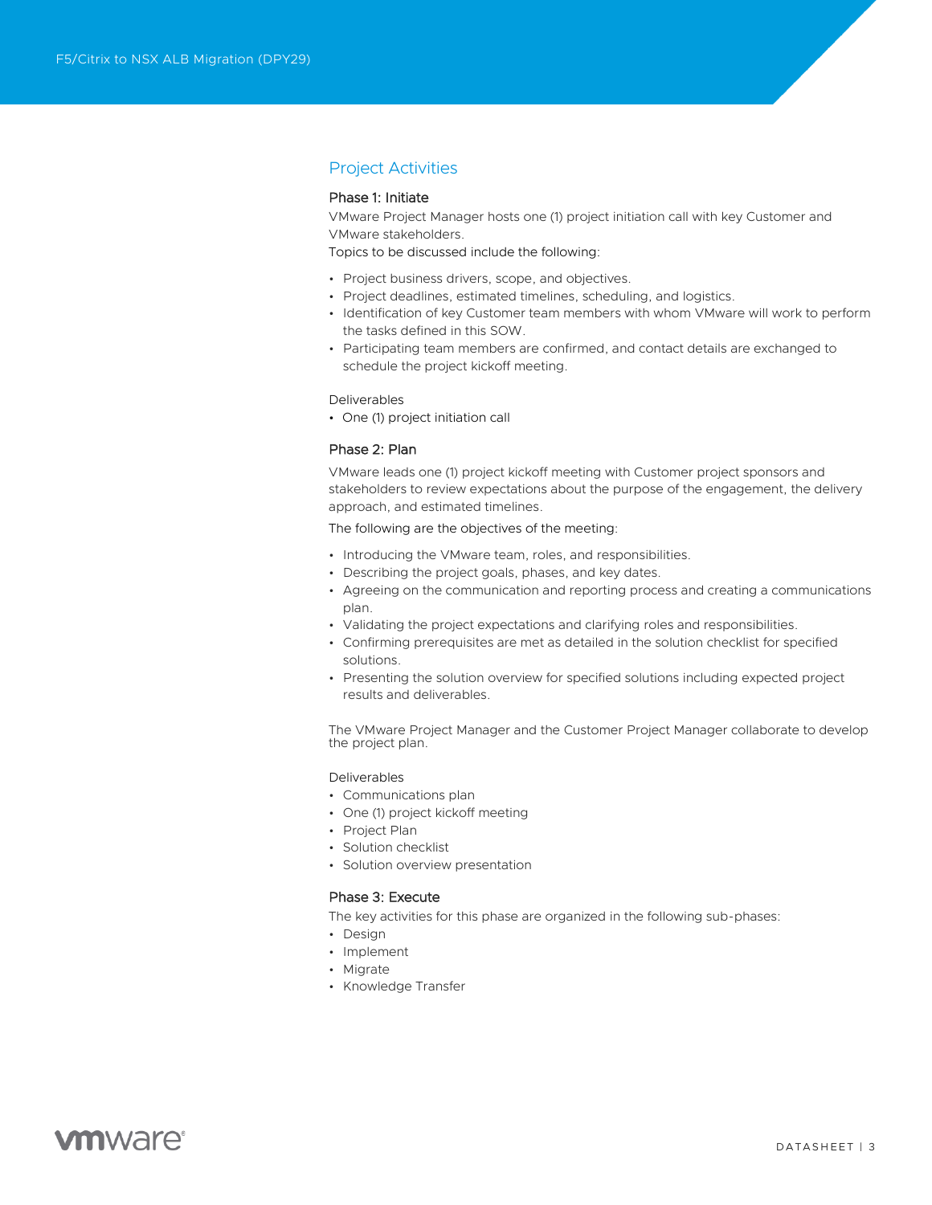## Project Activities

### Phase 1: Initiate

VMware Project Manager hosts one (1) project initiation call with key Customer and VMware stakeholders.

Topics to be discussed include the following:

- Project business drivers, scope, and objectives.
- Project deadlines, estimated timelines, scheduling, and logistics.
- Identification of key Customer team members with whom VMware will work to perform the tasks defined in this SOW.
- Participating team members are confirmed, and contact details are exchanged to schedule the project kickoff meeting.

Deliverables

- One (1) project initiation call

### Phase 2: Plan

VMware leads one (1) project kickoff meeting with Customer project sponsors and stakeholders to review expectations about the purpose of the engagement, the delivery approach, and estimated timelines.

The following are the objectives of the meeting:

- Introducing the VMware team, roles, and responsibilities.
- Describing the project goals, phases, and key dates.
- Agreeing on the communication and reporting process and creating a communications plan.
- Validating the project expectations and clarifying roles and responsibilities.
- Confirming prerequisites are met as detailed in the solution checklist for specified solutions.
- Presenting the solution overview for specified solutions including expected project results and deliverables.

The VMware Project Manager and the Customer Project Manager collaborate to develop the project plan.

Deliverables

- Communications plan
- One (1) project kickoff meeting
- Project Plan
- Solution checklist
- Solution overview presentation

### Phase 3: Execute

The key activities for this phase are organized in the following sub-phases:

- Design
- Implement
- Migrate
- Knowledge Transfer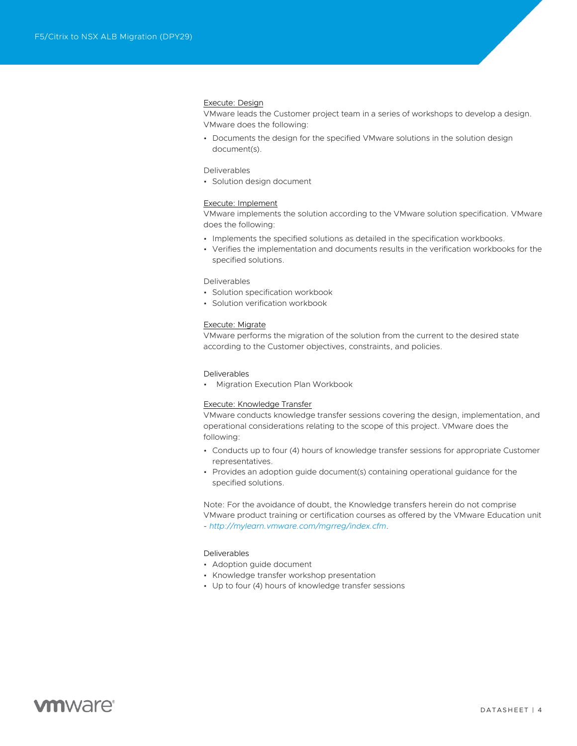### Execute: Design

VMware leads the Customer project team in a series of workshops to develop a design. VMware does the following:

- Documents the design for the specified VMware solutions in the solution design document(s).

Deliverables

- Solution design document

### Execute: Implement

VMware implements the solution according to the VMware solution specification. VMware does the following:

- Implements the specified solutions as detailed in the specification workbooks.
- Verifies the implementation and documents results in the verification workbooks for the specified solutions.

Deliverables

- Solution specification workbook
- Solution verification workbook

### Execute: Migrate

VMware performs the migration of the solution from the current to the desired state according to the Customer objectives, constraints, and policies.

Deliverables

- Migration Execution Plan Workbook

### Execute: Knowledge Transfer

VMware conducts knowledge transfer sessions covering the design, implementation, and operational considerations relating to the scope of this project. VMware does the following:

- Conducts up to four (4) hours of knowledge transfer sessions for appropriate Customer representatives.
- Provides an adoption guide document(s) containing operational guidance for the specified solutions.

Note: For the avoidance of doubt, the Knowledge transfers herein do not comprise VMware product training or certification courses as offered by the VMware Education unit - *http://mylearn.vmware.com/mgrreg/index.cfm*.

Deliverables

- Adoption guide document
- Knowledge transfer workshop presentation
- Up to four (4) hours of knowledge transfer sessions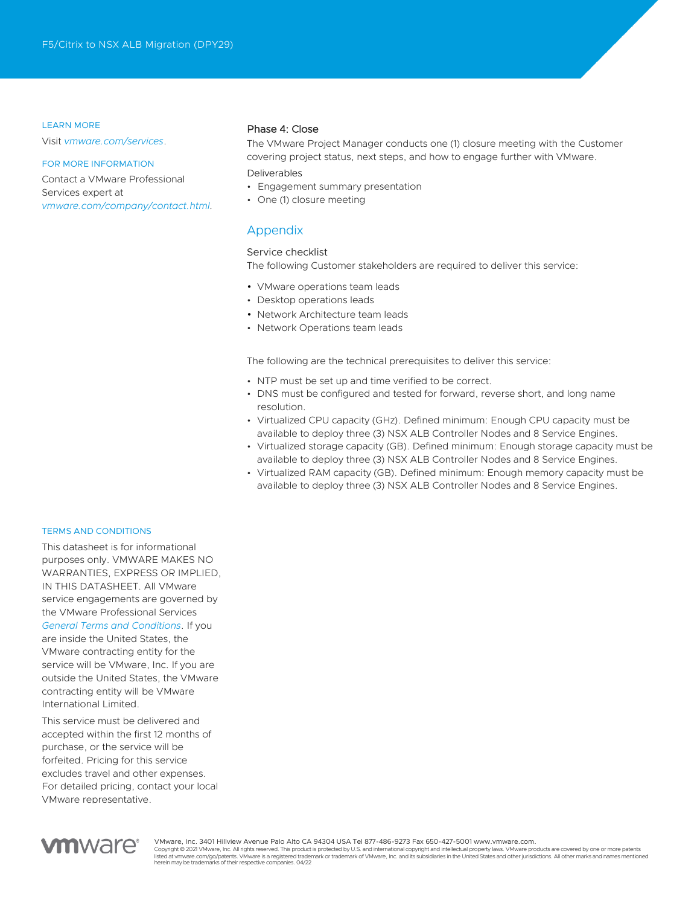### Phase 4: Close

The VMware Project Manager conducts one (1) closure meeting with the Customer covering project status, next steps, and how to engage further with VMware.

Deliverables

- Engagement summary presentation
- One (1) closure meeting

## Appendix

Service checklist

The following Customer stakeholders are required to deliver this service:

- VMware operations team leads
- Desktop operations leads
- Network Architecture team leads
- Network Operations team leads

The following are the technical prerequisites to deliver this service:

- NTP must be set up and time verified to be correct.
- DNS must be configured and tested for forward, reverse short, and long name resolution.
- Virtualized CPU capacity (GHz). Defined minimum: Enough CPU capacity must be available to deploy three (3) NSX ALB Controller Nodes and 8 Service Engines.
- Virtualized storage capacity (GB). Defined minimum: Enough storage capacity must be available to deploy three (3) NSX ALB Controller Nodes and 8 Service Engines.
- Virtualized RAM capacity (GB). Defined minimum: Enough memory capacity must be available to deploy three (3) NSX ALB Controller Nodes and 8 Service Engines.

LEARN MORE

Visit *vmware.com/services*.

FOR MORE INFORMATION

Contact a VMware Professional Services expert at *vmware.com/company/contact.html*.

TERMS AND CONDITIONS

This datasheet is for informational purposes only. VMWARE MAKES NO WARRANTIES, EXPRESS OR IMPLIED, IN THIS DATASHEET. All VMware service engagements are governed by the VMware Professional Services *General Terms and Conditions*. If you are inside the United States, the VMware contracting entity for the service will be VMware, Inc. If you are outside the United States, the VMware contracting entity will be VMware International Limited.

This service must be delivered and accepted within the first 12 months of purchase, or the service will be forfeited. Pricing for this service excludes travel and other expenses. For detailed pricing, contact your local VMware representative.

VMware, Inc. 3401 Hillview Avenue Palo Alto CA 94304 USA Tel 877-486-9273 Fax 650-427-5001 www.vmware.com.
Copyright © 2021 VMware, Inc. All rights reserved. This product is protected by U.S. and international copyright and intellectual property laws. VMware products are covered by one or more patents listed at vmware.com/go/patents. VMware is a registered trademark or trademark of VMware, Inc. and its subsidiaries in the United States and other jurisdictions. All other marks and names mentioned herein may be trademarks of their respective companies. 04/22